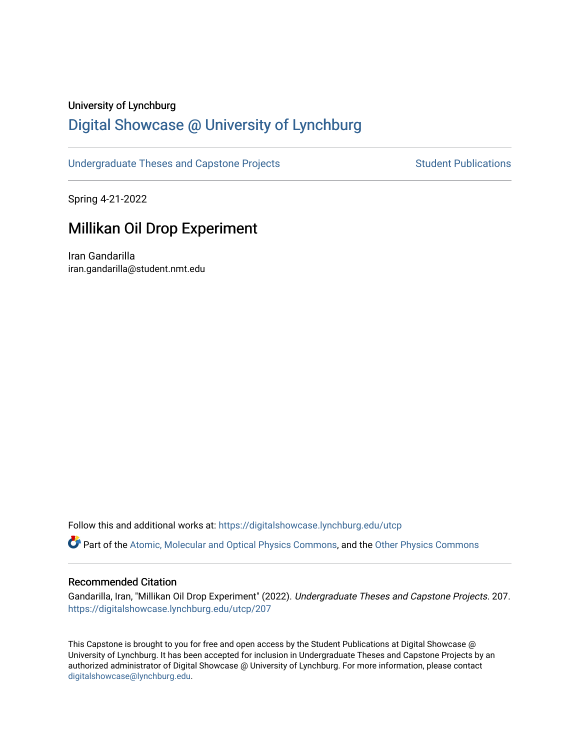University of Lynchburg

# Digital Showcase @ University of Lynchburg

Undergraduate Theses and Capstone Projects | Student Publications

Spring 4-21-2022

## Millikan Oil Drop Experiment

Iran Gandarilla
iran.gandarilla@student.nmt.edu

Follow this and additional works at: https://digitalshowcase.lynchburg.edu/utcp

Part of the Atomic, Molecular and Optical Physics Commons, and the Other Physics Commons

### Recommended Citation

Gandarilla, Iran, "Millikan Oil Drop Experiment" (2022). *Undergraduate Theses and Capstone Projects*. 207.
https://digitalshowcase.lynchburg.edu/utcp/207

This Capstone is brought to you for free and open access by the Student Publications at Digital Showcase @ University of Lynchburg. It has been accepted for inclusion in Undergraduate Theses and Capstone Projects by an authorized administrator of Digital Showcase @ University of Lynchburg. For more information, please contact digitalshowcase@lynchburg.edu.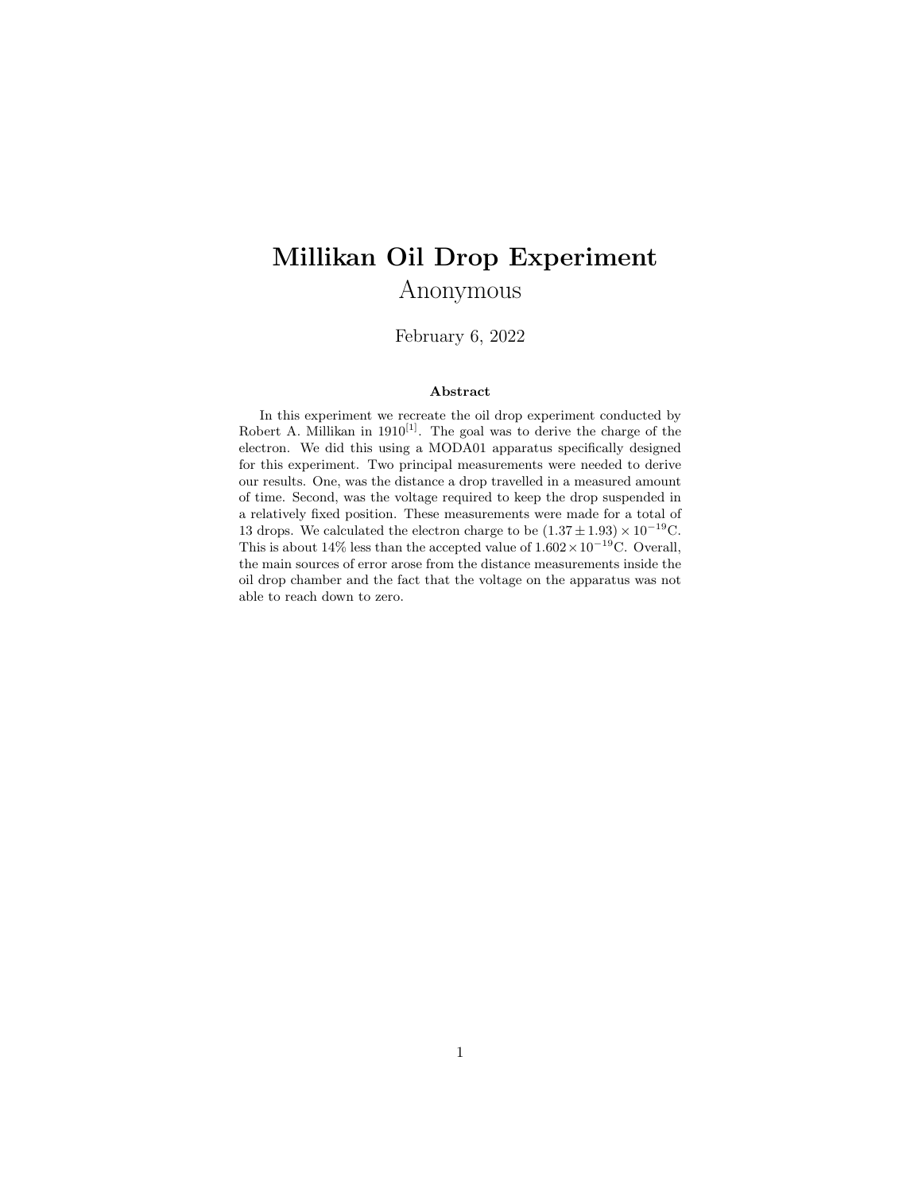# Millikan Oil Drop Experiment

Anonymous

February 6, 2022

### Abstract

In this experiment we recreate the oil drop experiment conducted by Robert A. Millikan in 1910[1]. The goal was to derive the charge of the electron. We did this using a MODA01 apparatus specifically designed for this experiment. Two principal measurements were needed to derive our results. One, was the distance a drop travelled in a measured amount of time. Second, was the voltage required to keep the drop suspended in a relatively fixed position. These measurements were made for a total of 13 drops. We calculated the electron charge to be $(1.37 \pm 1.93) \times 10^{-19}$C. This is about 14% less than the accepted value of $1.602 \times 10^{-19}$C. Overall, the main sources of error arose from the distance measurements inside the oil drop chamber and the fact that the voltage on the apparatus was not able to reach down to zero.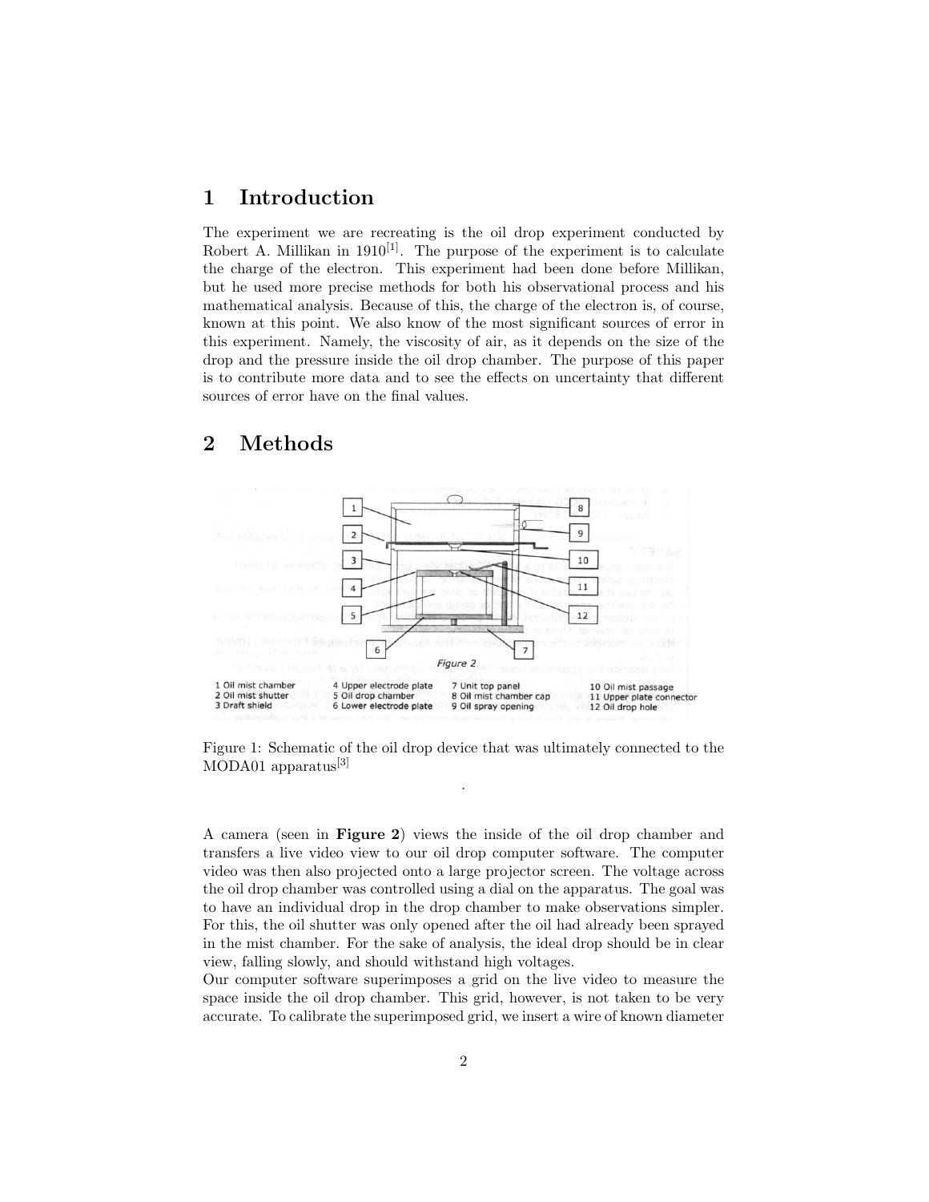# 1 Introduction

The experiment we are recreating is the oil drop experiment conducted by Robert A. Millikan in 1910[1]. The purpose of the experiment is to calculate the charge of the electron. This experiment had been done before Millikan, but he used more precise methods for both his observational process and his mathematical analysis. Because of this, the charge of the electron is, of course, known at this point. We also know of the most significant sources of error in this experiment. Namely, the viscosity of air, as it depends on the size of the drop and the pressure inside the oil drop chamber. The purpose of this paper is to contribute more data and to see the effects on uncertainty that different sources of error have on the final values.

# 2 Methods

Figure 2

1 Oil mist chamber
2 Oil mist shutter
3 Draft shield
4 Upper electrode plate
5 Oil drop chamber
6 Lower electrode plate
7 Unit top panel
8 Oil mist chamber cap
9 Oil spray opening
10 Oil mist passage
11 Upper plate connector
12 Oil drop hole

Figure 1: Schematic of the oil drop device that was ultimately connected to the MODA01 apparatus[3]

A camera (seen in **Figure 2**) views the inside of the oil drop chamber and transfers a live video view to our oil drop computer software. The computer video was then also projected onto a large projector screen. The voltage across the oil drop chamber was controlled using a dial on the apparatus. The goal was to have an individual drop in the drop chamber to make observations simpler. For this, the oil shutter was only opened after the oil had already been sprayed in the mist chamber. For the sake of analysis, the ideal drop should be in clear view, falling slowly, and should withstand high voltages.

Our computer software superimposes a grid on the live video to measure the space inside the oil drop chamber. This grid, however, is not taken to be very accurate. To calibrate the superimposed grid, we insert a wire of known diameter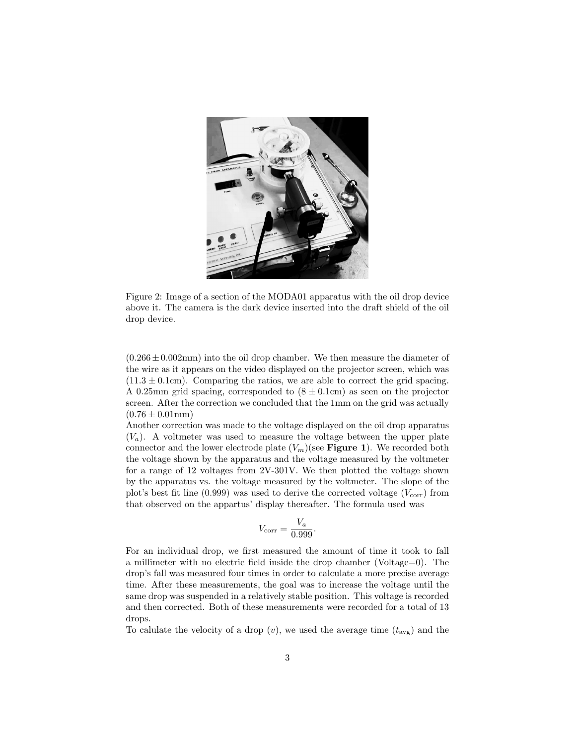Figure 2: Image of a section of the MODA01 apparatus with the oil drop device above it. The camera is the dark device inserted into the draft shield of the oil drop device.

$(0.266 \pm 0.002\text{mm})$ into the oil drop chamber. We then measure the diameter of the wire as it appears on the video displayed on the projector screen, which was $(11.3 \pm 0.1\text{cm})$. Comparing the ratios, we are able to correct the grid spacing. A 0.25mm grid spacing, corresponded to $(8 \pm 0.1\text{cm})$ as seen on the projector screen. After the correction we concluded that the 1mm on the grid was actually $(0.76 \pm 0.01\text{mm})$

Another correction was made to the voltage displayed on the oil drop apparatus $(V_a)$. A voltmeter was used to measure the voltage between the upper plate connector and the lower electrode plate $(V_m)$(see **Figure 1**). We recorded both the voltage shown by the apparatus and the voltage measured by the voltmeter for a range of 12 voltages from 2V-301V. We then plotted the voltage shown by the apparatus vs. the voltage measured by the voltmeter. The slope of the plot's best fit line (0.999) was used to derive the corrected voltage $(V_{\text{corr}})$ from that observed on the appartus' display thereafter. The formula used was

$$V_{\text{corr}} = \frac{V_a}{0.999}.$$

For an individual drop, we first measured the amount of time it took to fall a millimeter with no electric field inside the drop chamber (Voltage=0). The drop's fall was measured four times in order to calculate a more precise average time. After these measurements, the goal was to increase the voltage until the same drop was suspended in a relatively stable position. This voltage is recorded and then corrected. Both of these measurements were recorded for a total of 13 drops.

To calulate the velocity of a drop $(v)$, we used the average time $(t_{\text{avg}})$ and the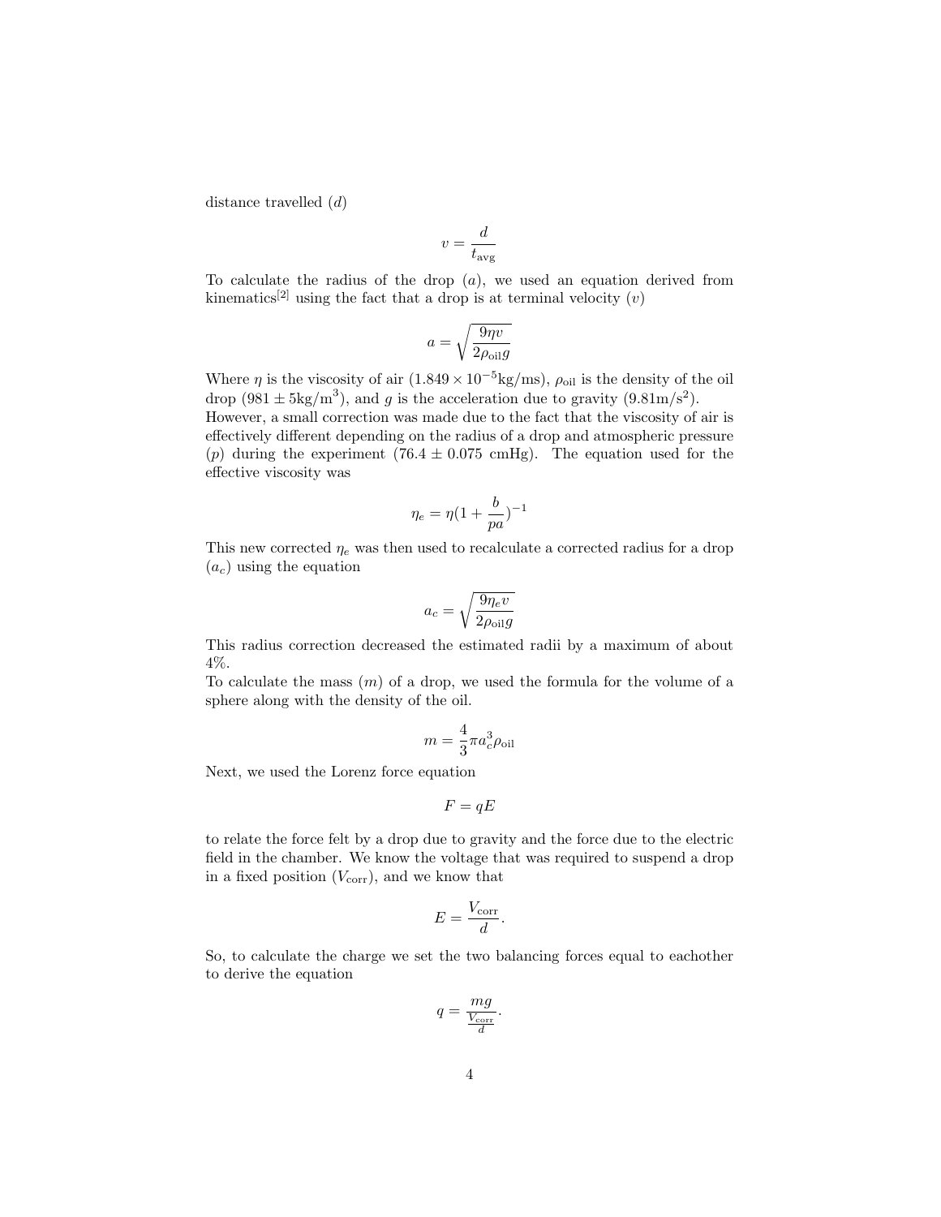distance travelled ($d$)

$$v = \frac{d}{t_{\text{avg}}}$$

To calculate the radius of the drop ($a$), we used an equation derived from kinematics[2] using the fact that a drop is at terminal velocity ($v$)

$$a = \sqrt{\frac{9\eta v}{2\rho_{\text{oil}} g}}$$

Where $\eta$ is the viscosity of air ($1.849 \times 10^{-5}$kg/ms), $\rho_{\text{oil}}$ is the density of the oil drop ($981 \pm 5$kg/m$^3$), and $g$ is the acceleration due to gravity (9.81m/s$^2$).
However, a small correction was made due to the fact that the viscosity of air is effectively different depending on the radius of a drop and atmospheric pressure ($p$) during the experiment ($76.4 \pm 0.075$ cmHg). The equation used for the effective viscosity was

$$\eta_e = \eta(1 + \frac{b}{pa})^{-1}$$

This new corrected $\eta_e$ was then used to recalculate a corrected radius for a drop ($a_c$) using the equation

$$a_c = \sqrt{\frac{9\eta_e v}{2\rho_{\text{oil}} g}}$$

This radius correction decreased the estimated radii by a maximum of about 4%.
To calculate the mass ($m$) of a drop, we used the formula for the volume of a sphere along with the density of the oil.

$$m = \frac{4}{3}\pi a_c^3 \rho_{\text{oil}}$$

Next, we used the Lorenz force equation

$$F = qE$$

to relate the force felt by a drop due to gravity and the force due to the electric field in the chamber. We know the voltage that was required to suspend a drop in a fixed position ($V_{\text{corr}}$), and we know that

$$E = \frac{V_{\text{corr}}}{d}.$$

So, to calculate the charge we set the two balancing forces equal to eachother to derive the equation

$$q = \frac{mg}{\frac{V_{\text{corr}}}{d}}.$$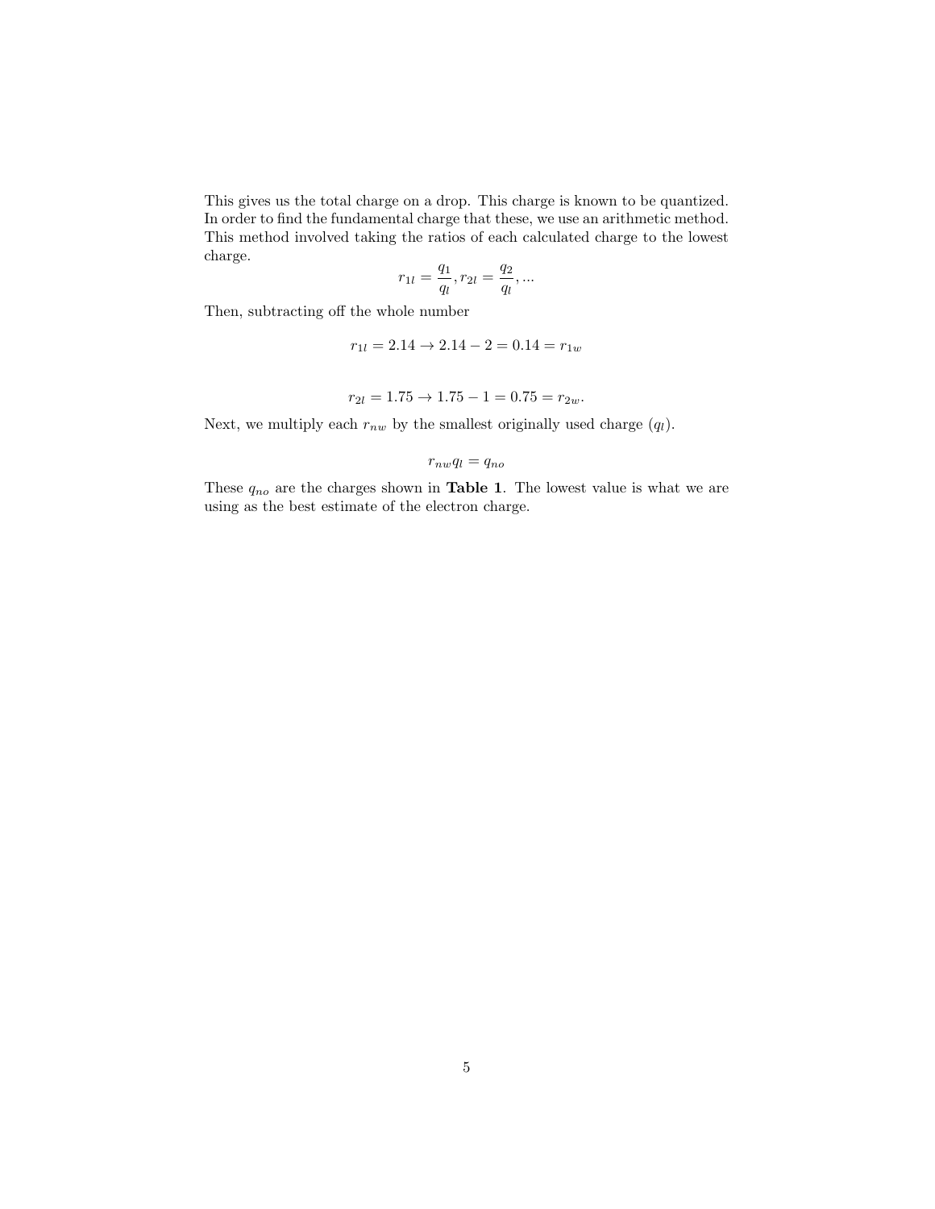This gives us the total charge on a drop. This charge is known to be quantized. In order to find the fundamental charge that these, we use an arithmetic method. This method involved taking the ratios of each calculated charge to the lowest charge.

$$r_{1l} = \frac{q_1}{q_l}, r_{2l} = \frac{q_2}{q_l}, ...$$

Then, subtracting off the whole number

$$r_{1l} = 2.14 \rightarrow 2.14 - 2 = 0.14 = r_{1w}$$

$$r_{2l} = 1.75 \rightarrow 1.75 - 1 = 0.75 = r_{2w}.$$

Next, we multiply each $r_{nw}$ by the smallest originally used charge ($q_l$).

$$r_{nw} q_l = q_{no}$$

These $q_{no}$ are the charges shown in **Table 1**. The lowest value is what we are using as the best estimate of the electron charge.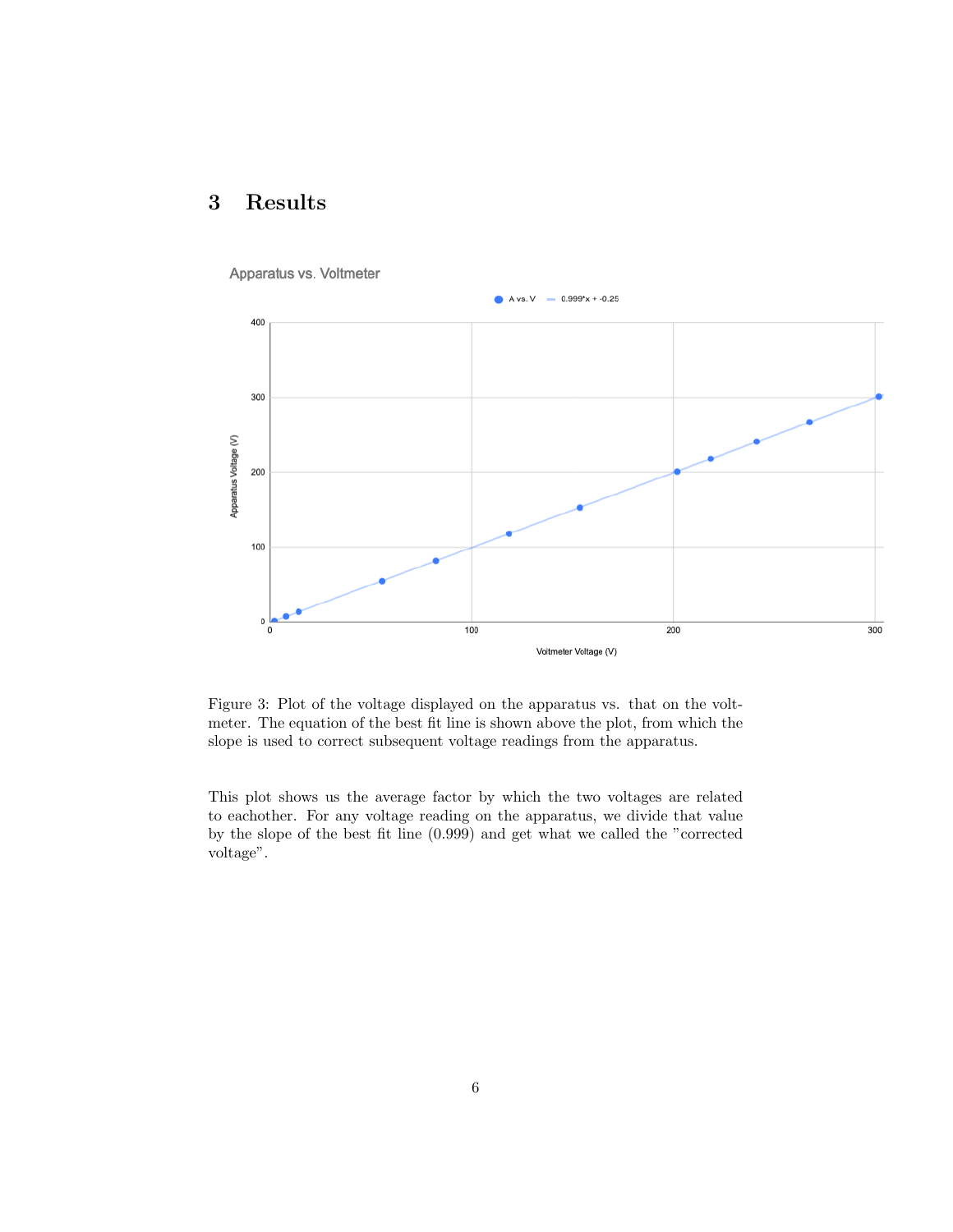# 3 Results

Figure 3: Plot of the voltage displayed on the apparatus vs. that on the voltmeter. The equation of the best fit line is shown above the plot, from which the slope is used to correct subsequent voltage readings from the apparatus.

This plot shows us the average factor by which the two voltages are related to eachother. For any voltage reading on the apparatus, we divide that value by the slope of the best fit line (0.999) and get what we called the "corrected voltage".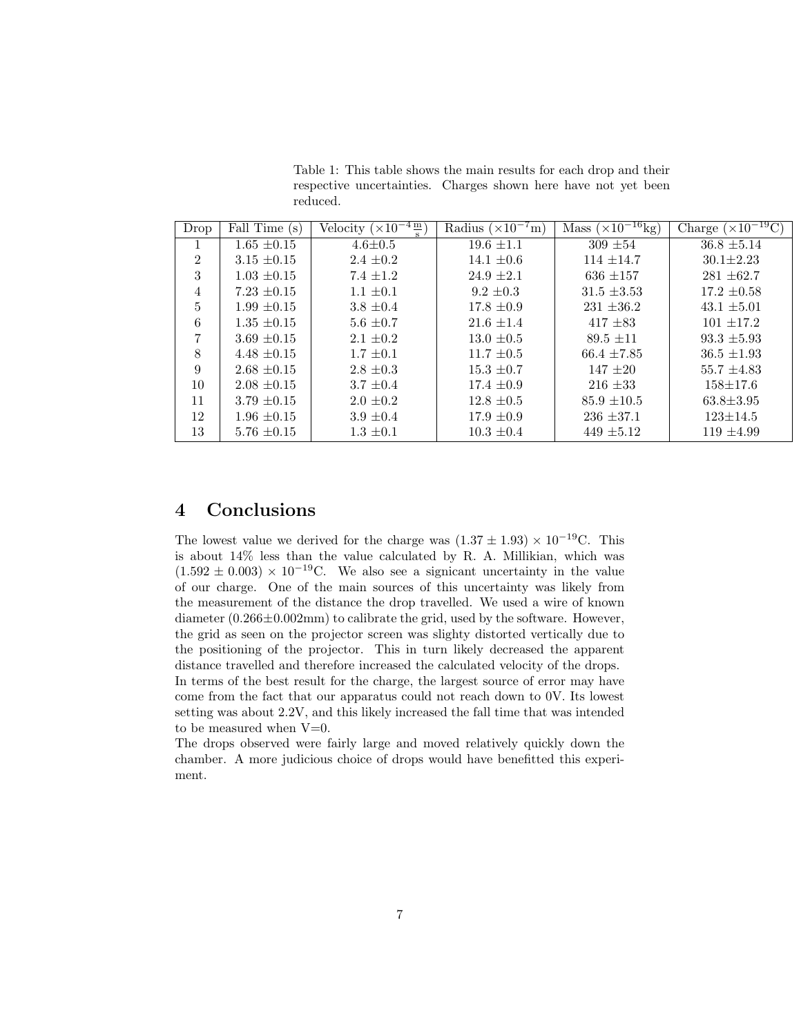Table 1: This table shows the main results for each drop and their respective uncertainties. Charges shown here have not yet been reduced.

| Drop | Fall Time (s) | Velocity ($\times 10^{-4}\frac{\text{m}}{\text{s}}$) | Radius ($\times 10^{-7}$m) | Mass ($\times 10^{-16}$kg) | Charge ($\times 10^{-19}$C) |
|---|---|---|---|---|---|
| 1 | 1.65 $\pm$0.15 | 4.6$\pm$0.5 | 19.6 $\pm$1.1 | 309 $\pm$54 | 36.8 $\pm$5.14 |
| 2 | 3.15 $\pm$0.15 | 2.4 $\pm$0.2 | 14.1 $\pm$0.6 | 114 $\pm$14.7 | 30.1$\pm$2.23 |
| 3 | 1.03 $\pm$0.15 | 7.4 $\pm$1.2 | 24.9 $\pm$2.1 | 636 $\pm$157 | 281 $\pm$62.7 |
| 4 | 7.23 $\pm$0.15 | 1.1 $\pm$0.1 | 9.2 $\pm$0.3 | 31.5 $\pm$3.53 | 17.2 $\pm$0.58 |
| 5 | 1.99 $\pm$0.15 | 3.8 $\pm$0.4 | 17.8 $\pm$0.9 | 231 $\pm$36.2 | 43.1 $\pm$5.01 |
| 6 | 1.35 $\pm$0.15 | 5.6 $\pm$0.7 | 21.6 $\pm$1.4 | 417 $\pm$83 | 101 $\pm$17.2 |
| 7 | 3.69 $\pm$0.15 | 2.1 $\pm$0.2 | 13.0 $\pm$0.5 | 89.5 $\pm$11 | 93.3 $\pm$5.93 |
| 8 | 4.48 $\pm$0.15 | 1.7 $\pm$0.1 | 11.7 $\pm$0.5 | 66.4 $\pm$7.85 | 36.5 $\pm$1.93 |
| 9 | 2.68 $\pm$0.15 | 2.8 $\pm$0.3 | 15.3 $\pm$0.7 | 147 $\pm$20 | 55.7 $\pm$4.83 |
| 10 | 2.08 $\pm$0.15 | 3.7 $\pm$0.4 | 17.4 $\pm$0.9 | 216 $\pm$33 | 158$\pm$17.6 |
| 11 | 3.79 $\pm$0.15 | 2.0 $\pm$0.2 | 12.8 $\pm$0.5 | 85.9 $\pm$10.5 | 63.8$\pm$3.95 |
| 12 | 1.96 $\pm$0.15 | 3.9 $\pm$0.4 | 17.9 $\pm$0.9 | 236 $\pm$37.1 | 123$\pm$14.5 |
| 13 | 5.76 $\pm$0.15 | 1.3 $\pm$0.1 | 10.3 $\pm$0.4 | 449 $\pm$5.12 | 119 $\pm$4.99 |

## 4 Conclusions

The lowest value we derived for the charge was $(1.37 \pm 1.93) \times 10^{-19}$C. This is about 14% less than the value calculated by R. A. Millikian, which was $(1.592 \pm 0.003) \times 10^{-19}$C. We also see a signicant uncertainty in the value of our charge. One of the main sources of this uncertainty was likely from the measurement of the distance the drop travelled. We used a wire of known diameter (0.266$\pm$0.002mm) to calibrate the grid, used by the software. However, the grid as seen on the projector screen was slighty distorted vertically due to the positioning of the projector. This in turn likely decreased the apparent distance travelled and therefore increased the calculated velocity of the drops.
In terms of the best result for the charge, the largest source of error may have come from the fact that our apparatus could not reach down to 0V. Its lowest setting was about 2.2V, and this likely increased the fall time that was intended to be measured when V=0.
The drops observed were fairly large and moved relatively quickly down the chamber. A more judicious choice of drops would have benefitted this experiment.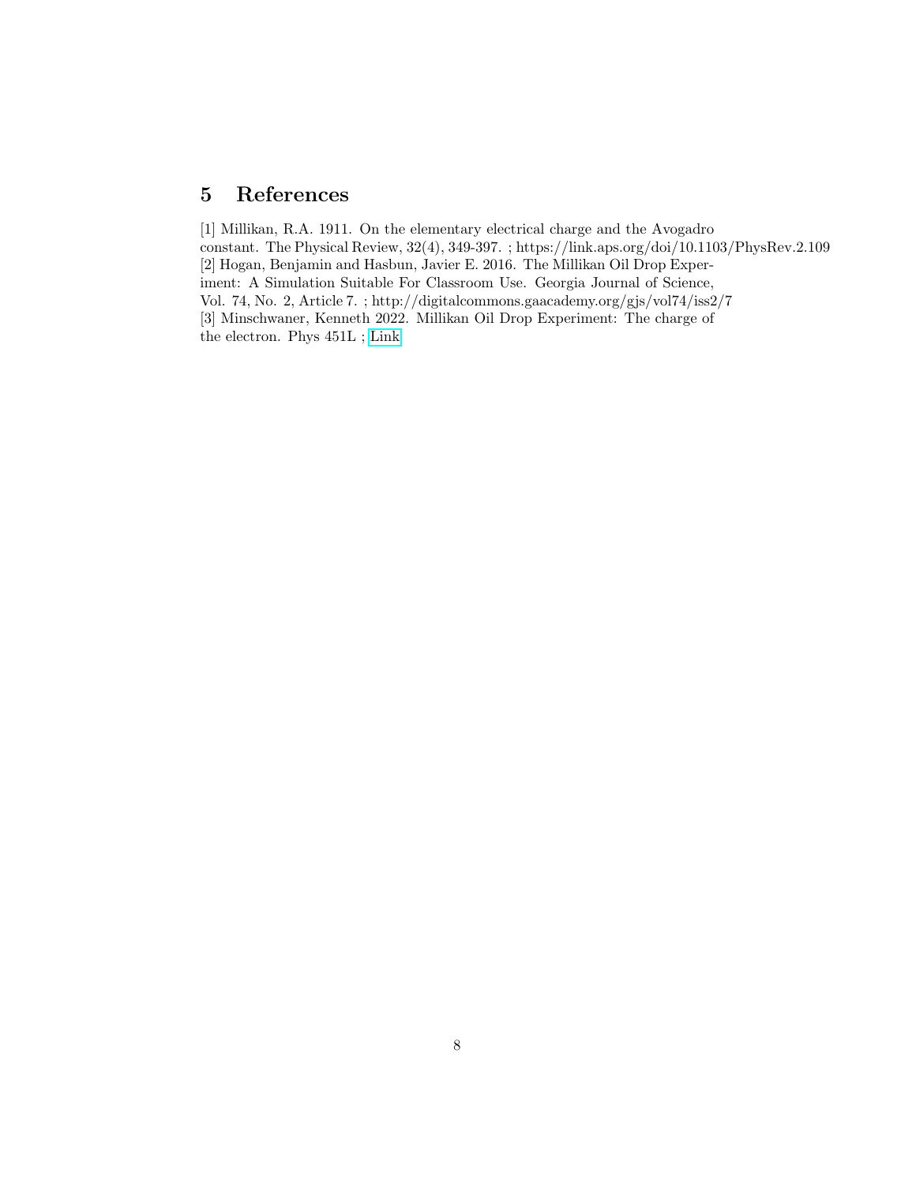## 5 References

[1] Millikan, R.A. 1911. On the elementary electrical charge and the Avogadro constant. The Physical Review, 32(4), 349-397. ; https://link.aps.org/doi/10.1103/PhysRev.2.109

[2] Hogan, Benjamin and Hasbun, Javier E. 2016. The Millikan Oil Drop Experiment: A Simulation Suitable For Classroom Use. Georgia Journal of Science, Vol. 74, No. 2, Article 7. ; http://digitalcommons.gaacademy.org/gjs/vol74/iss2/7

[3] Minschwaner, Kenneth 2022. Millikan Oil Drop Experiment: The charge of the electron. Phys 451L ; Link